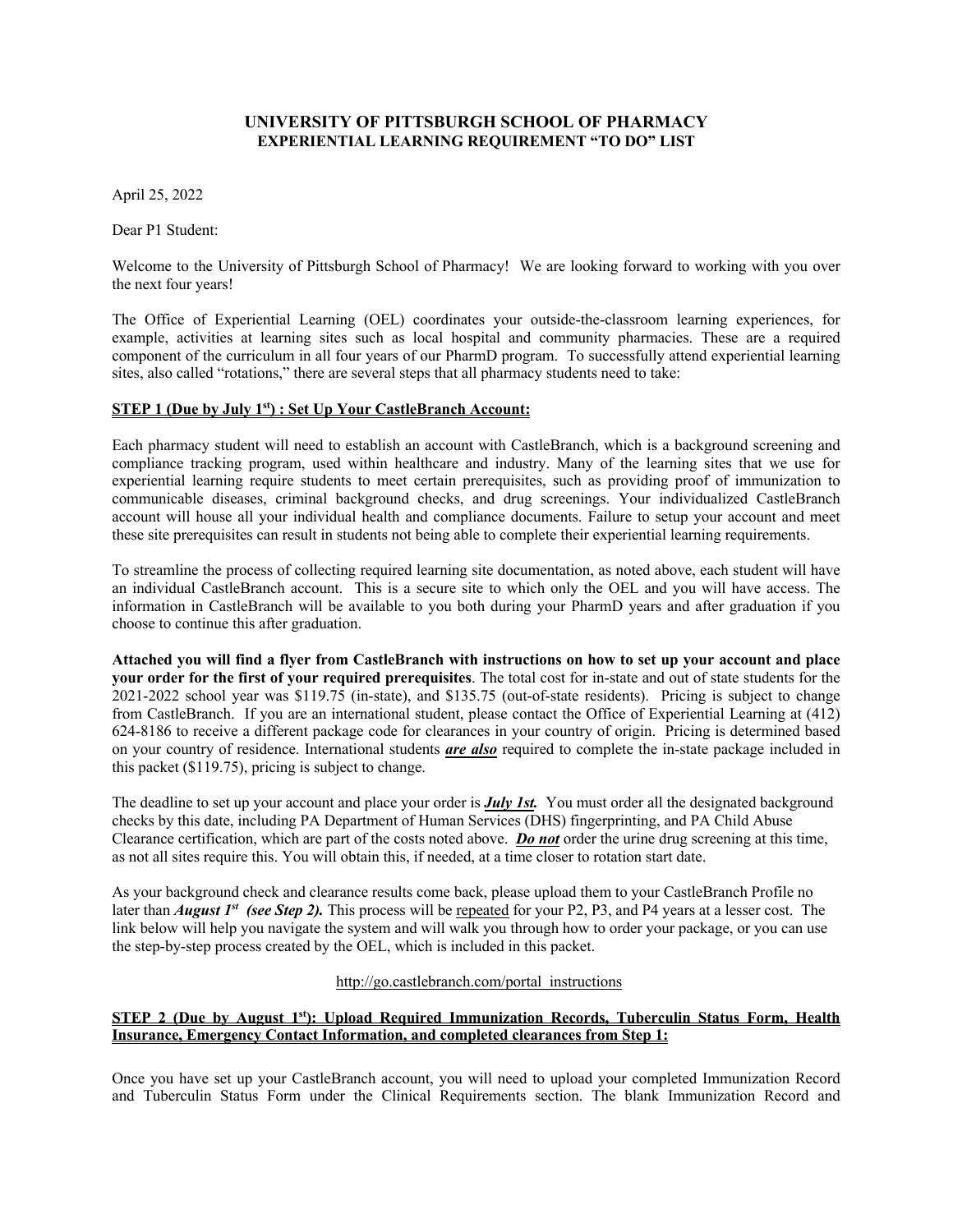# UNIVERSITY OF PITTSBURGH SCHOOL OF PHARMACY
## EXPERIENTIAL LEARNING REQUIREMENT "TO DO" LIST

April 25, 2022

Dear P1 Student:

Welcome to the University of Pittsburgh School of Pharmacy! We are looking forward to working with you over the next four years!

The Office of Experiential Learning (OEL) coordinates your outside-the-classroom learning experiences, for example, activities at learning sites such as local hospital and community pharmacies. These are a required component of the curriculum in all four years of our PharmD program. To successfully attend experiential learning sites, also called "rotations," there are several steps that all pharmacy students need to take:

**STEP 1 (Due by July 1st) : Set Up Your CastleBranch Account:**

Each pharmacy student will need to establish an account with CastleBranch, which is a background screening and compliance tracking program, used within healthcare and industry. Many of the learning sites that we use for experiential learning require students to meet certain prerequisites, such as providing proof of immunization to communicable diseases, criminal background checks, and drug screenings. Your individualized CastleBranch account will house all your individual health and compliance documents. Failure to setup your account and meet these site prerequisites can result in students not being able to complete their experiential learning requirements.

To streamline the process of collecting required learning site documentation, as noted above, each student will have an individual CastleBranch account. This is a secure site to which only the OEL and you will have access. The information in CastleBranch will be available to you both during your PharmD years and after graduation if you choose to continue this after graduation.

**Attached you will find a flyer from CastleBranch with instructions on how to set up your account and place your order for the first of your required prerequisites**. The total cost for in-state and out of state students for the 2021-2022 school year was $119.75 (in-state), and $135.75 (out-of-state residents). Pricing is subject to change from CastleBranch. If you are an international student, please contact the Office of Experiential Learning at (412) 624-8186 to receive a different package code for clearances in your country of origin. Pricing is determined based on your country of residence. International students ***are also*** required to complete the in-state package included in this packet ($119.75), pricing is subject to change.

The deadline to set up your account and place your order is ***July 1st.*** You must order all the designated background checks by this date, including PA Department of Human Services (DHS) fingerprinting, and PA Child Abuse Clearance certification, which are part of the costs noted above. ***Do not*** order the urine drug screening at this time, as not all sites require this. You will obtain this, if needed, at a time closer to rotation start date.

As your background check and clearance results come back, please upload them to your CastleBranch Profile no later than ***August 1st (see Step 2).*** This process will be repeated for your P2, P3, and P4 years at a lesser cost. The link below will help you navigate the system and will walk you through how to order your package, or you can use the step-by-step process created by the OEL, which is included in this packet.

http://go.castlebranch.com/portal_instructions

**STEP 2 (Due by August 1st): Upload Required Immunization Records, Tuberculin Status Form, Health Insurance, Emergency Contact Information, and completed clearances from Step 1:**

Once you have set up your CastleBranch account, you will need to upload your completed Immunization Record and Tuberculin Status Form under the Clinical Requirements section. The blank Immunization Record and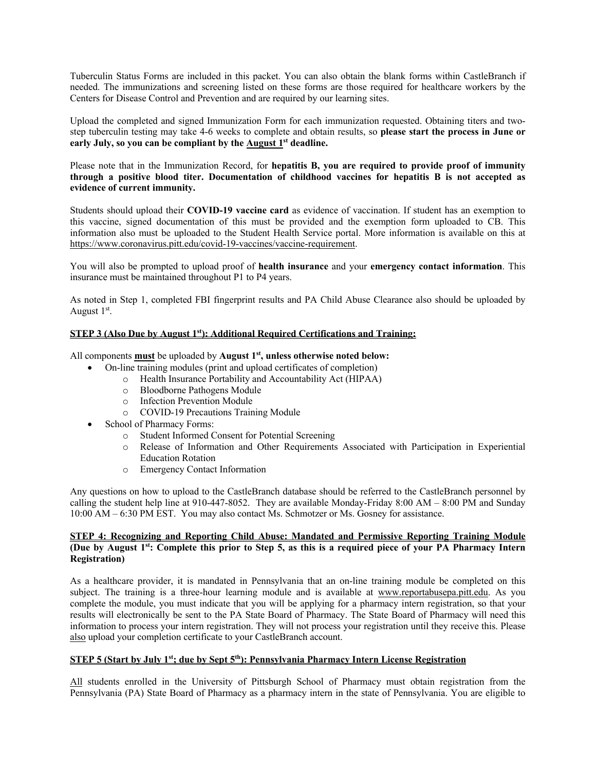Tuberculin Status Forms are included in this packet. You can also obtain the blank forms within CastleBranch if needed. The immunizations and screening listed on these forms are those required for healthcare workers by the Centers for Disease Control and Prevention and are required by our learning sites.

Upload the completed and signed Immunization Form for each immunization requested. Obtaining titers and two-step tuberculin testing may take 4-6 weeks to complete and obtain results, so **please start the process in June or early July, so you can be compliant by the <u>August 1st</u> deadline.**

Please note that in the Immunization Record, for **hepatitis B, you are required to provide proof of immunity through a positive blood titer. Documentation of childhood vaccines for hepatitis B is not accepted as evidence of current immunity.**

Students should upload their **COVID-19 vaccine card** as evidence of vaccination. If student has an exemption to this vaccine, signed documentation of this must be provided and the exemption form uploaded to CB. This information also must be uploaded to the Student Health Service portal. More information is available on this at https://www.coronavirus.pitt.edu/covid-19-vaccines/vaccine-requirement.

You will also be prompted to upload proof of **health insurance** and your **emergency contact information**. This insurance must be maintained throughout P1 to P4 years.

As noted in Step 1, completed FBI fingerprint results and PA Child Abuse Clearance also should be uploaded by August 1st.

**<u>STEP 3 (Also Due by August 1st): Additional Required Certifications and Training:</u>**

All components **<u>must</u>** be uploaded by **August 1st, unless otherwise noted below:**

- On-line training modules (print and upload certificates of completion)
  - Health Insurance Portability and Accountability Act (HIPAA)
  - Bloodborne Pathogens Module
  - Infection Prevention Module
  - COVID-19 Precautions Training Module
- School of Pharmacy Forms:
  - Student Informed Consent for Potential Screening
  - Release of Information and Other Requirements Associated with Participation in Experiential Education Rotation
  - Emergency Contact Information

Any questions on how to upload to the CastleBranch database should be referred to the CastleBranch personnel by calling the student help line at 910-447-8052. They are available Monday-Friday 8:00 AM – 8:00 PM and Sunday 10:00 AM – 6:30 PM EST. You may also contact Ms. Schmotzer or Ms. Gosney for assistance.

**<u>STEP 4: Recognizing and Reporting Child Abuse: Mandated and Permissive Reporting Training Module</u> (Due by August 1st: Complete this prior to Step 5, as this is a required piece of your PA Pharmacy Intern Registration)**

As a healthcare provider, it is mandated in Pennsylvania that an on-line training module be completed on this subject. The training is a three-hour learning module and is available at www.reportabusepa.pitt.edu. As you complete the module, you must indicate that you will be applying for a pharmacy intern registration, so that your results will electronically be sent to the PA State Board of Pharmacy. The State Board of Pharmacy will need this information to process your intern registration. They will not process your registration until they receive this. Please <u>also</u> upload your completion certificate to your CastleBranch account.

**<u>STEP 5 (Start by July 1st; due by Sept 5th): Pennsylvania Pharmacy Intern License Registration</u>**

<u>All</u> students enrolled in the University of Pittsburgh School of Pharmacy must obtain registration from the Pennsylvania (PA) State Board of Pharmacy as a pharmacy intern in the state of Pennsylvania. You are eligible to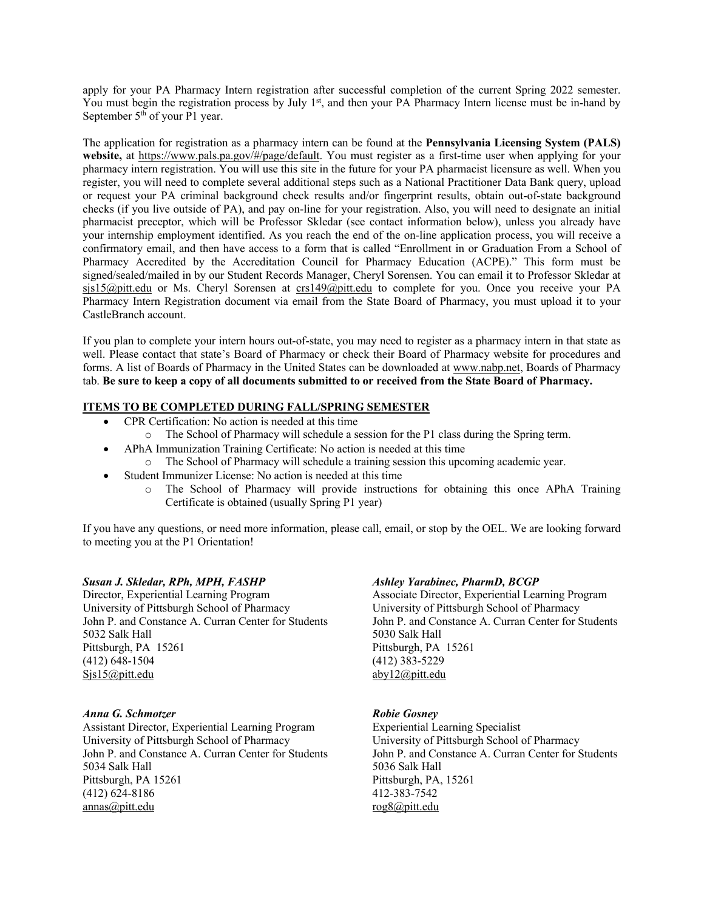apply for your PA Pharmacy Intern registration after successful completion of the current Spring 2022 semester. You must begin the registration process by July 1st, and then your PA Pharmacy Intern license must be in-hand by September 5th of your P1 year.

The application for registration as a pharmacy intern can be found at the **Pennsylvania Licensing System (PALS) website,** at https://www.pals.pa.gov/#/page/default. You must register as a first-time user when applying for your pharmacy intern registration. You will use this site in the future for your PA pharmacist licensure as well. When you register, you will need to complete several additional steps such as a National Practitioner Data Bank query, upload or request your PA criminal background check results and/or fingerprint results, obtain out-of-state background checks (if you live outside of PA), and pay on-line for your registration. Also, you will need to designate an initial pharmacist preceptor, which will be Professor Skledar (see contact information below), unless you already have your internship employment identified. As you reach the end of the on-line application process, you will receive a confirmatory email, and then have access to a form that is called "Enrollment in or Graduation From a School of Pharmacy Accredited by the Accreditation Council for Pharmacy Education (ACPE)." This form must be signed/sealed/mailed in by our Student Records Manager, Cheryl Sorensen. You can email it to Professor Skledar at sjs15@pitt.edu or Ms. Cheryl Sorensen at crs149@pitt.edu to complete for you. Once you receive your PA Pharmacy Intern Registration document via email from the State Board of Pharmacy, you must upload it to your CastleBranch account.

If you plan to complete your intern hours out-of-state, you may need to register as a pharmacy intern in that state as well. Please contact that state's Board of Pharmacy or check their Board of Pharmacy website for procedures and forms. A list of Boards of Pharmacy in the United States can be downloaded at www.nabp.net, Boards of Pharmacy tab. **Be sure to keep a copy of all documents submitted to or received from the State Board of Pharmacy.**

**ITEMS TO BE COMPLETED DURING FALL/SPRING SEMESTER**

- CPR Certification: No action is needed at this time
  - The School of Pharmacy will schedule a session for the P1 class during the Spring term.
- APhA Immunization Training Certificate: No action is needed at this time
  - The School of Pharmacy will schedule a training session this upcoming academic year.
- Student Immunizer License: No action is needed at this time
  - The School of Pharmacy will provide instructions for obtaining this once APhA Training Certificate is obtained (usually Spring P1 year)

If you have any questions, or need more information, please call, email, or stop by the OEL. We are looking forward to meeting you at the P1 Orientation!

***Susan J. Skledar, RPh, MPH, FASHP***
Director, Experiential Learning Program
University of Pittsburgh School of Pharmacy
John P. and Constance A. Curran Center for Students
5032 Salk Hall
Pittsburgh, PA 15261
(412) 648-1504
Sjs15@pitt.edu

***Ashley Yarabinec, PharmD, BCGP***
Associate Director, Experiential Learning Program
University of Pittsburgh School of Pharmacy
John P. and Constance A. Curran Center for Students
5030 Salk Hall
Pittsburgh, PA 15261
(412) 383-5229
aby12@pitt.edu

***Anna G. Schmotzer***
Assistant Director, Experiential Learning Program
University of Pittsburgh School of Pharmacy
John P. and Constance A. Curran Center for Students
5034 Salk Hall
Pittsburgh, PA 15261
(412) 624-8186
annas@pitt.edu

***Robie Gosney***
Experiential Learning Specialist
University of Pittsburgh School of Pharmacy
John P. and Constance A. Curran Center for Students
5036 Salk Hall
Pittsburgh, PA, 15261
412-383-7542
rog8@pitt.edu